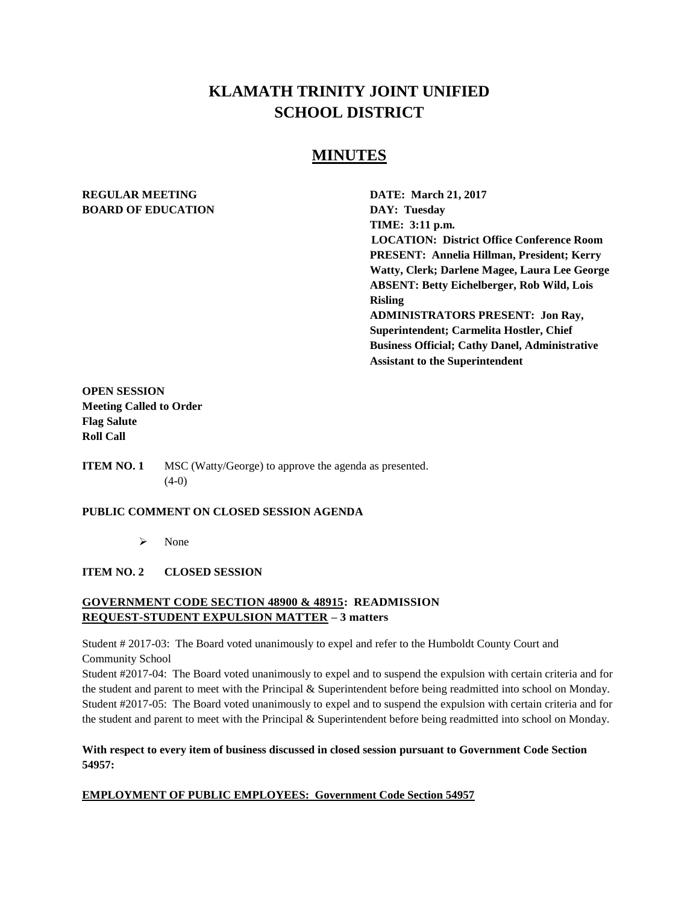# KLAMATH TRINITY JOINT UNIFIED SCHOOL DISTRICT

## MINUTES

**REGULAR MEETING**
**BOARD OF EDUCATION**

**DATE: March 21, 2017**
**DAY: Tuesday**
**TIME: 3:11 p.m.**
**LOCATION: District Office Conference Room**
**PRESENT: Annelia Hillman, President; Kerry Watty, Clerk; Darlene Magee, Laura Lee George**
**ABSENT: Betty Eichelberger, Rob Wild, Lois Risling**
**ADMINISTRATORS PRESENT: Jon Ray, Superintendent; Carmelita Hostler, Chief Business Official; Cathy Danel, Administrative Assistant to the Superintendent**

**OPEN SESSION**
**Meeting Called to Order**
**Flag Salute**
**Roll Call**

**ITEM NO. 1** MSC (Watty/George) to approve the agenda as presented. (4-0)

**PUBLIC COMMENT ON CLOSED SESSION AGENDA**

- None

**ITEM NO. 2 CLOSED SESSION**

**GOVERNMENT CODE SECTION 48900 & 48915: READMISSION REQUEST-STUDENT EXPULSION MATTER – 3 matters**

Student # 2017-03: The Board voted unanimously to expel and refer to the Humboldt County Court and Community School
Student #2017-04: The Board voted unanimously to expel and to suspend the expulsion with certain criteria and for the student and parent to meet with the Principal & Superintendent before being readmitted into school on Monday.
Student #2017-05: The Board voted unanimously to expel and to suspend the expulsion with certain criteria and for the student and parent to meet with the Principal & Superintendent before being readmitted into school on Monday.

**With respect to every item of business discussed in closed session pursuant to Government Code Section 54957:**

**EMPLOYMENT OF PUBLIC EMPLOYEES: Government Code Section 54957**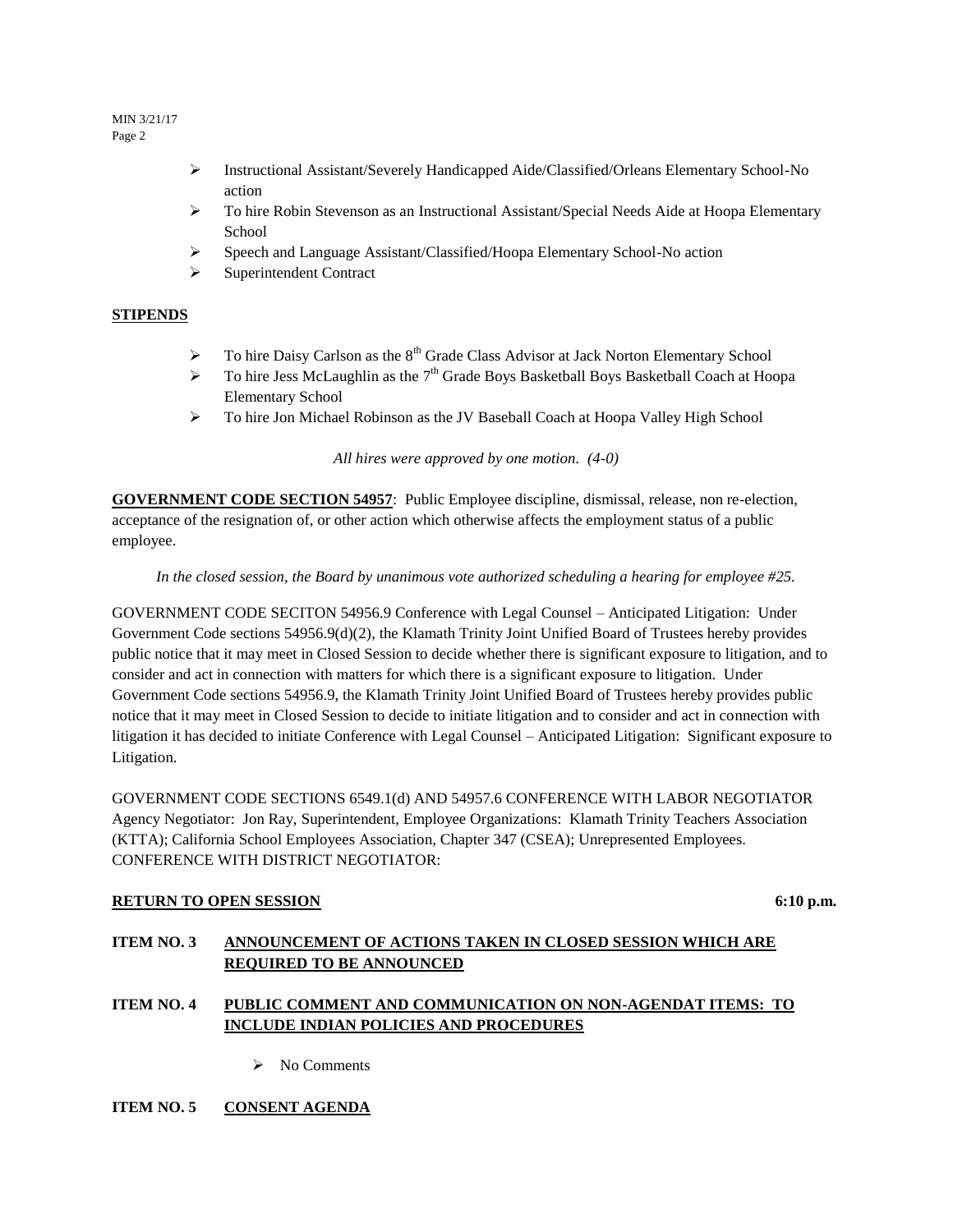- Instructional Assistant/Severely Handicapped Aide/Classified/Orleans Elementary School-No action
- To hire Robin Stevenson as an Instructional Assistant/Special Needs Aide at Hoopa Elementary School
- Speech and Language Assistant/Classified/Hoopa Elementary School-No action
- Superintendent Contract

**STIPENDS**

- To hire Daisy Carlson as the 8th Grade Class Advisor at Jack Norton Elementary School
- To hire Jess McLaughlin as the 7th Grade Boys Basketball Boys Basketball Coach at Hoopa Elementary School
- To hire Jon Michael Robinson as the JV Baseball Coach at Hoopa Valley High School

*All hires were approved by one motion. (4-0)*

**GOVERNMENT CODE SECTION 54957**: Public Employee discipline, dismissal, release, non re-election, acceptance of the resignation of, or other action which otherwise affects the employment status of a public employee.

*In the closed session, the Board by unanimous vote authorized scheduling a hearing for employee #25.*

GOVERNMENT CODE SECITON 54956.9 Conference with Legal Counsel – Anticipated Litigation: Under Government Code sections 54956.9(d)(2), the Klamath Trinity Joint Unified Board of Trustees hereby provides public notice that it may meet in Closed Session to decide whether there is significant exposure to litigation, and to consider and act in connection with matters for which there is a significant exposure to litigation. Under Government Code sections 54956.9, the Klamath Trinity Joint Unified Board of Trustees hereby provides public notice that it may meet in Closed Session to decide to initiate litigation and to consider and act in connection with litigation it has decided to initiate Conference with Legal Counsel – Anticipated Litigation: Significant exposure to Litigation.

GOVERNMENT CODE SECTIONS 6549.1(d) AND 54957.6 CONFERENCE WITH LABOR NEGOTIATOR Agency Negotiator: Jon Ray, Superintendent, Employee Organizations: Klamath Trinity Teachers Association (KTTA); California School Employees Association, Chapter 347 (CSEA); Unrepresented Employees. CONFERENCE WITH DISTRICT NEGOTIATOR:

**RETURN TO OPEN SESSION** **6:10 p.m.**

**ITEM NO. 3 ANNOUNCEMENT OF ACTIONS TAKEN IN CLOSED SESSION WHICH ARE REQUIRED TO BE ANNOUNCED**

**ITEM NO. 4 PUBLIC COMMENT AND COMMUNICATION ON NON-AGENDAT ITEMS: TO INCLUDE INDIAN POLICIES AND PROCEDURES**

- No Comments

**ITEM NO. 5 CONSENT AGENDA**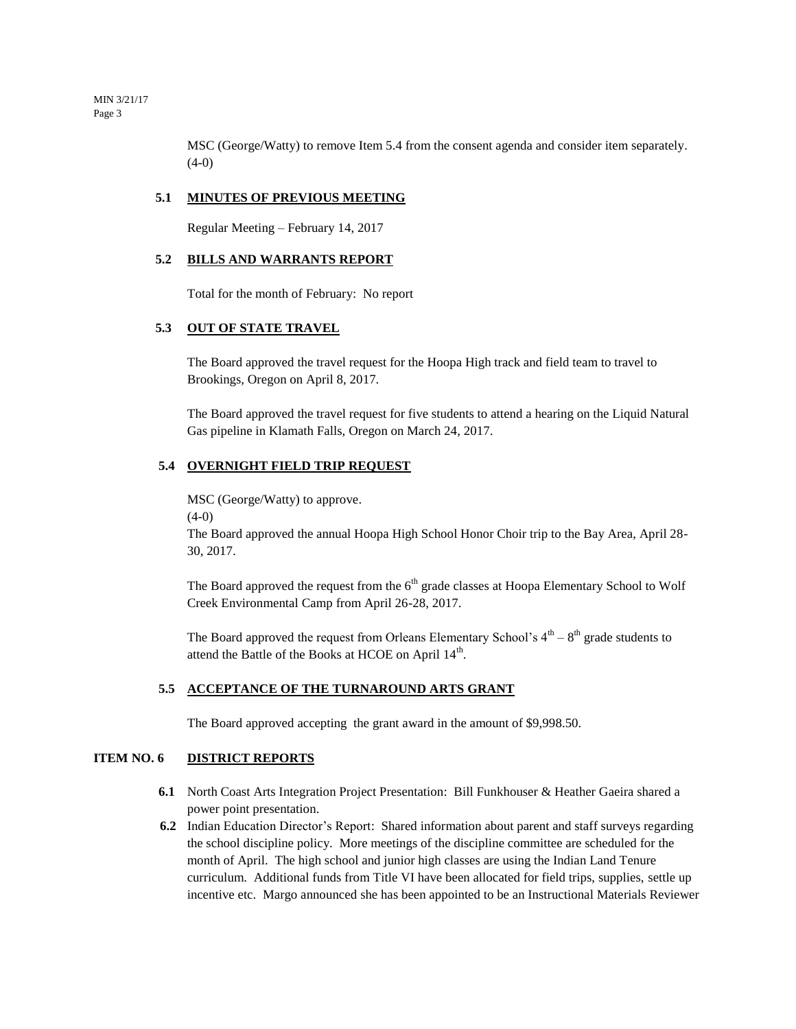MSC (George/Watty) to remove Item 5.4 from the consent agenda and consider item separately. (4-0)

**5.1 MINUTES OF PREVIOUS MEETING**

Regular Meeting – February 14, 2017

**5.2 BILLS AND WARRANTS REPORT**

Total for the month of February: No report

**5.3 OUT OF STATE TRAVEL**

The Board approved the travel request for the Hoopa High track and field team to travel to Brookings, Oregon on April 8, 2017.

The Board approved the travel request for five students to attend a hearing on the Liquid Natural Gas pipeline in Klamath Falls, Oregon on March 24, 2017.

**5.4 OVERNIGHT FIELD TRIP REQUEST**

MSC (George/Watty) to approve.
(4-0)
The Board approved the annual Hoopa High School Honor Choir trip to the Bay Area, April 28-30, 2017.

The Board approved the request from the 6th grade classes at Hoopa Elementary School to Wolf Creek Environmental Camp from April 26-28, 2017.

The Board approved the request from Orleans Elementary School's 4th – 8th grade students to attend the Battle of the Books at HCOE on April 14th.

**5.5 ACCEPTANCE OF THE TURNAROUND ARTS GRANT**

The Board approved accepting the grant award in the amount of $9,998.50.

**ITEM NO. 6 DISTRICT REPORTS**

- **6.1** North Coast Arts Integration Project Presentation: Bill Funkhouser & Heather Gaeira shared a power point presentation.
- **6.2** Indian Education Director's Report: Shared information about parent and staff surveys regarding the school discipline policy. More meetings of the discipline committee are scheduled for the month of April. The high school and junior high classes are using the Indian Land Tenure curriculum. Additional funds from Title VI have been allocated for field trips, supplies, settle up incentive etc. Margo announced she has been appointed to be an Instructional Materials Reviewer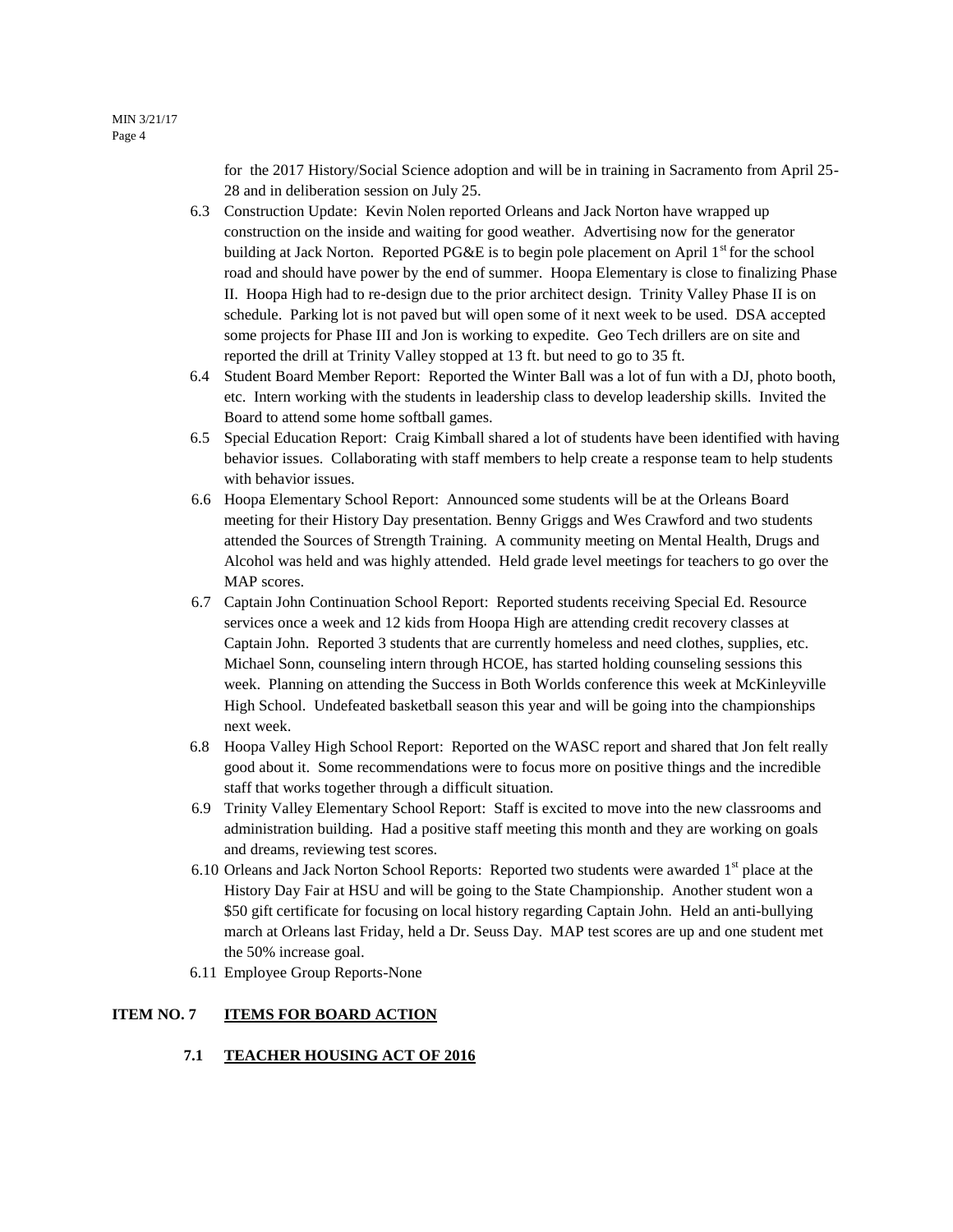for the 2017 History/Social Science adoption and will be in training in Sacramento from April 25-28 and in deliberation session on July 25.

6.3 Construction Update: Kevin Nolen reported Orleans and Jack Norton have wrapped up construction on the inside and waiting for good weather. Advertising now for the generator building at Jack Norton. Reported PG&E is to begin pole placement on April 1st for the school road and should have power by the end of summer. Hoopa Elementary is close to finalizing Phase II. Hoopa High had to re-design due to the prior architect design. Trinity Valley Phase II is on schedule. Parking lot is not paved but will open some of it next week to be used. DSA accepted some projects for Phase III and Jon is working to expedite. Geo Tech drillers are on site and reported the drill at Trinity Valley stopped at 13 ft. but need to go to 35 ft.

6.4 Student Board Member Report: Reported the Winter Ball was a lot of fun with a DJ, photo booth, etc. Intern working with the students in leadership class to develop leadership skills. Invited the Board to attend some home softball games.

6.5 Special Education Report: Craig Kimball shared a lot of students have been identified with having behavior issues. Collaborating with staff members to help create a response team to help students with behavior issues.

6.6 Hoopa Elementary School Report: Announced some students will be at the Orleans Board meeting for their History Day presentation. Benny Griggs and Wes Crawford and two students attended the Sources of Strength Training. A community meeting on Mental Health, Drugs and Alcohol was held and was highly attended. Held grade level meetings for teachers to go over the MAP scores.

6.7 Captain John Continuation School Report: Reported students receiving Special Ed. Resource services once a week and 12 kids from Hoopa High are attending credit recovery classes at Captain John. Reported 3 students that are currently homeless and need clothes, supplies, etc. Michael Sonn, counseling intern through HCOE, has started holding counseling sessions this week. Planning on attending the Success in Both Worlds conference this week at McKinleyville High School. Undefeated basketball season this year and will be going into the championships next week.

6.8 Hoopa Valley High School Report: Reported on the WASC report and shared that Jon felt really good about it. Some recommendations were to focus more on positive things and the incredible staff that works together through a difficult situation.

6.9 Trinity Valley Elementary School Report: Staff is excited to move into the new classrooms and administration building. Had a positive staff meeting this month and they are working on goals and dreams, reviewing test scores.

6.10 Orleans and Jack Norton School Reports: Reported two students were awarded 1st place at the History Day Fair at HSU and will be going to the State Championship. Another student won a $50 gift certificate for focusing on local history regarding Captain John. Held an anti-bullying march at Orleans last Friday, held a Dr. Seuss Day. MAP test scores are up and one student met the 50% increase goal.

6.11 Employee Group Reports-None

**ITEM NO. 7 <u>ITEMS FOR BOARD ACTION</u>**

**7.1 <u>TEACHER HOUSING ACT OF 2016</u>**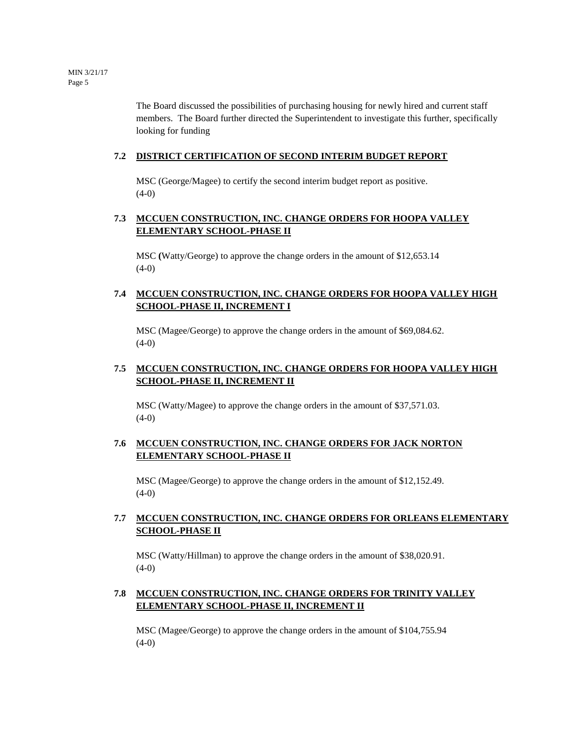The Board discussed the possibilities of purchasing housing for newly hired and current staff members. The Board further directed the Superintendent to investigate this further, specifically looking for funding

### 7.2 DISTRICT CERTIFICATION OF SECOND INTERIM BUDGET REPORT

MSC (George/Magee) to certify the second interim budget report as positive.
(4-0)

### 7.3 MCCUEN CONSTRUCTION, INC. CHANGE ORDERS FOR HOOPA VALLEY ELEMENTARY SCHOOL-PHASE II

MSC (Watty/George) to approve the change orders in the amount of $12,653.14
(4-0)

### 7.4 MCCUEN CONSTRUCTION, INC. CHANGE ORDERS FOR HOOPA VALLEY HIGH SCHOOL-PHASE II, INCREMENT I

MSC (Magee/George) to approve the change orders in the amount of $69,084.62.
(4-0)

### 7.5 MCCUEN CONSTRUCTION, INC. CHANGE ORDERS FOR HOOPA VALLEY HIGH SCHOOL-PHASE II, INCREMENT II

MSC (Watty/Magee) to approve the change orders in the amount of $37,571.03.
(4-0)

### 7.6 MCCUEN CONSTRUCTION, INC. CHANGE ORDERS FOR JACK NORTON ELEMENTARY SCHOOL-PHASE II

MSC (Magee/George) to approve the change orders in the amount of $12,152.49.
(4-0)

### 7.7 MCCUEN CONSTRUCTION, INC. CHANGE ORDERS FOR ORLEANS ELEMENTARY SCHOOL-PHASE II

MSC (Watty/Hillman) to approve the change orders in the amount of $38,020.91.
(4-0)

### 7.8 MCCUEN CONSTRUCTION, INC. CHANGE ORDERS FOR TRINITY VALLEY ELEMENTARY SCHOOL-PHASE II, INCREMENT II

MSC (Magee/George) to approve the change orders in the amount of $104,755.94
(4-0)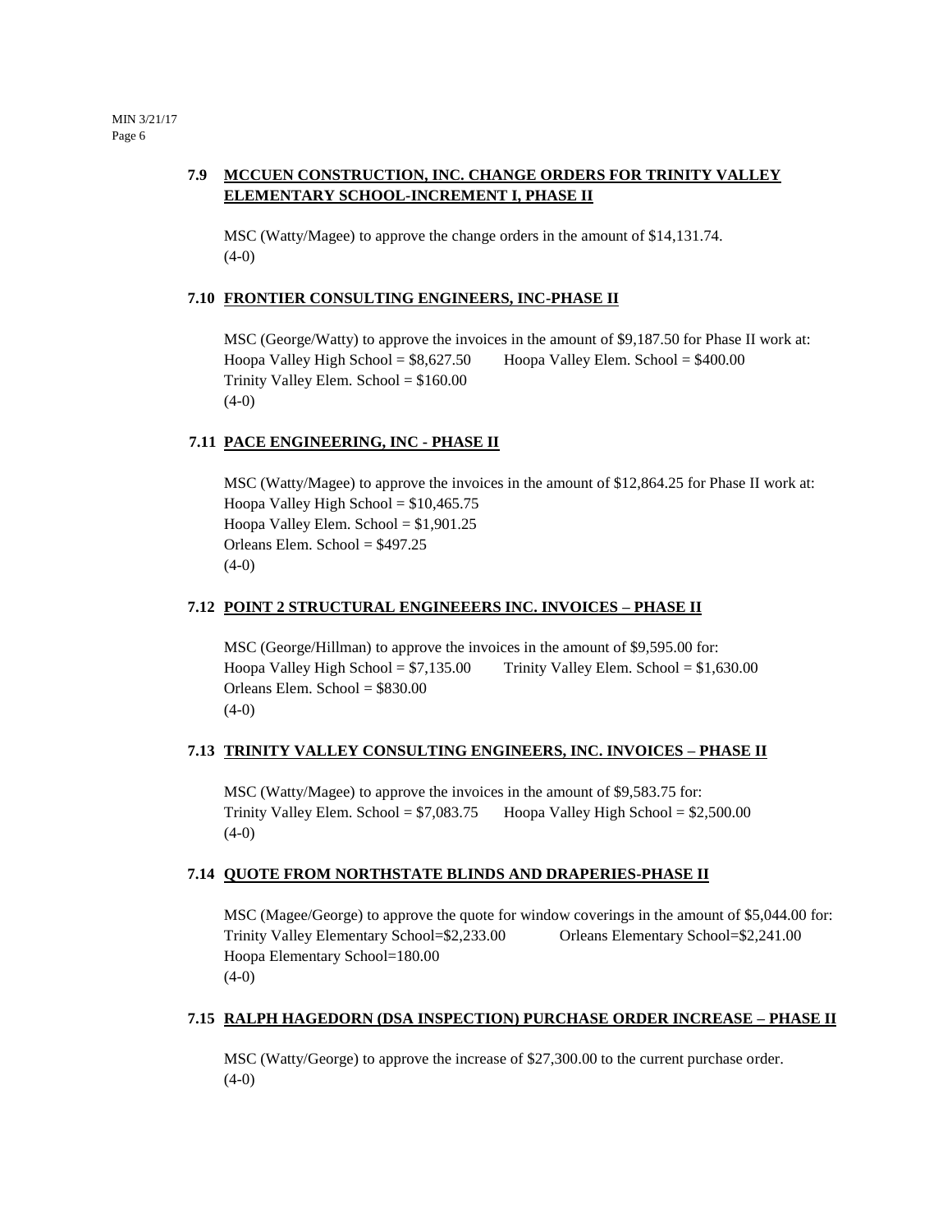### 7.9 MCCUEN CONSTRUCTION, INC. CHANGE ORDERS FOR TRINITY VALLEY ELEMENTARY SCHOOL-INCREMENT I, PHASE II

MSC (Watty/Magee) to approve the change orders in the amount of $14,131.74.
(4-0)

### 7.10 FRONTIER CONSULTING ENGINEERS, INC-PHASE II

MSC (George/Watty) to approve the invoices in the amount of $9,187.50 for Phase II work at:
Hoopa Valley High School = $8,627.50 Hoopa Valley Elem. School = $400.00
Trinity Valley Elem. School = $160.00
(4-0)

### 7.11 PACE ENGINEERING, INC - PHASE II

MSC (Watty/Magee) to approve the invoices in the amount of $12,864.25 for Phase II work at:
Hoopa Valley High School = $10,465.75
Hoopa Valley Elem. School = $1,901.25
Orleans Elem. School = $497.25
(4-0)

### 7.12 POINT 2 STRUCTURAL ENGINEEERS INC. INVOICES – PHASE II

MSC (George/Hillman) to approve the invoices in the amount of $9,595.00 for:
Hoopa Valley High School = $7,135.00 Trinity Valley Elem. School = $1,630.00
Orleans Elem. School = $830.00
(4-0)

### 7.13 TRINITY VALLEY CONSULTING ENGINEERS, INC. INVOICES – PHASE II

MSC (Watty/Magee) to approve the invoices in the amount of $9,583.75 for:
Trinity Valley Elem. School = $7,083.75 Hoopa Valley High School = $2,500.00
(4-0)

### 7.14 QUOTE FROM NORTHSTATE BLINDS AND DRAPERIES-PHASE II

MSC (Magee/George) to approve the quote for window coverings in the amount of $5,044.00 for:
Trinity Valley Elementary School=$2,233.00 Orleans Elementary School=$2,241.00
Hoopa Elementary School=180.00
(4-0)

### 7.15 RALPH HAGEDORN (DSA INSPECTION) PURCHASE ORDER INCREASE – PHASE II

MSC (Watty/George) to approve the increase of $27,300.00 to the current purchase order.
(4-0)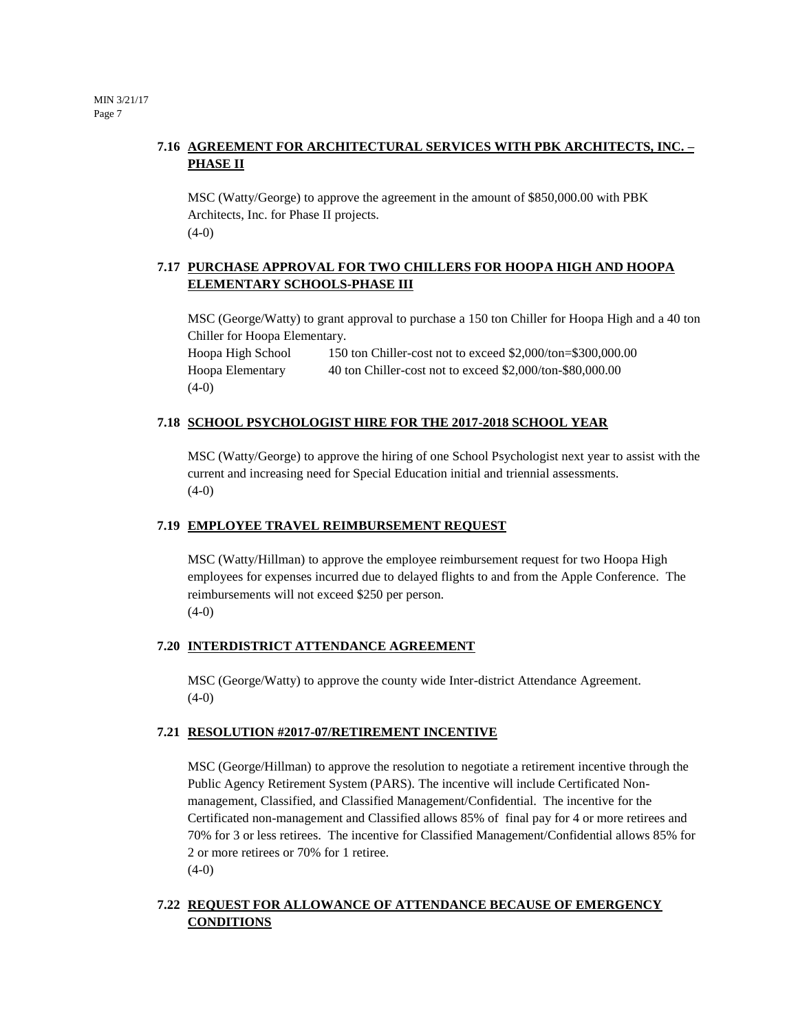### 7.16 AGREEMENT FOR ARCHITECTURAL SERVICES WITH PBK ARCHITECTS, INC. – PHASE II

MSC (Watty/George) to approve the agreement in the amount of $850,000.00 with PBK Architects, Inc. for Phase II projects.
(4-0)

### 7.17 PURCHASE APPROVAL FOR TWO CHILLERS FOR HOOPA HIGH AND HOOPA ELEMENTARY SCHOOLS-PHASE III

MSC (George/Watty) to grant approval to purchase a 150 ton Chiller for Hoopa High and a 40 ton Chiller for Hoopa Elementary.

| | |
|---|---|
| Hoopa High School | 150 ton Chiller-cost not to exceed $2,000/ton=$300,000.00 |
| Hoopa Elementary | 40 ton Chiller-cost not to exceed $2,000/ton-$80,000.00 |

(4-0)

### 7.18 SCHOOL PSYCHOLOGIST HIRE FOR THE 2017-2018 SCHOOL YEAR

MSC (Watty/George) to approve the hiring of one School Psychologist next year to assist with the current and increasing need for Special Education initial and triennial assessments.
(4-0)

### 7.19 EMPLOYEE TRAVEL REIMBURSEMENT REQUEST

MSC (Watty/Hillman) to approve the employee reimbursement request for two Hoopa High employees for expenses incurred due to delayed flights to and from the Apple Conference. The reimbursements will not exceed $250 per person.
(4-0)

### 7.20 INTERDISTRICT ATTENDANCE AGREEMENT

MSC (George/Watty) to approve the county wide Inter-district Attendance Agreement.
(4-0)

### 7.21 RESOLUTION #2017-07/RETIREMENT INCENTIVE

MSC (George/Hillman) to approve the resolution to negotiate a retirement incentive through the Public Agency Retirement System (PARS). The incentive will include Certificated Non-management, Classified, and Classified Management/Confidential. The incentive for the Certificated non-management and Classified allows 85% of final pay for 4 or more retirees and 70% for 3 or less retirees. The incentive for Classified Management/Confidential allows 85% for 2 or more retirees or 70% for 1 retiree.
(4-0)

### 7.22 REQUEST FOR ALLOWANCE OF ATTENDANCE BECAUSE OF EMERGENCY CONDITIONS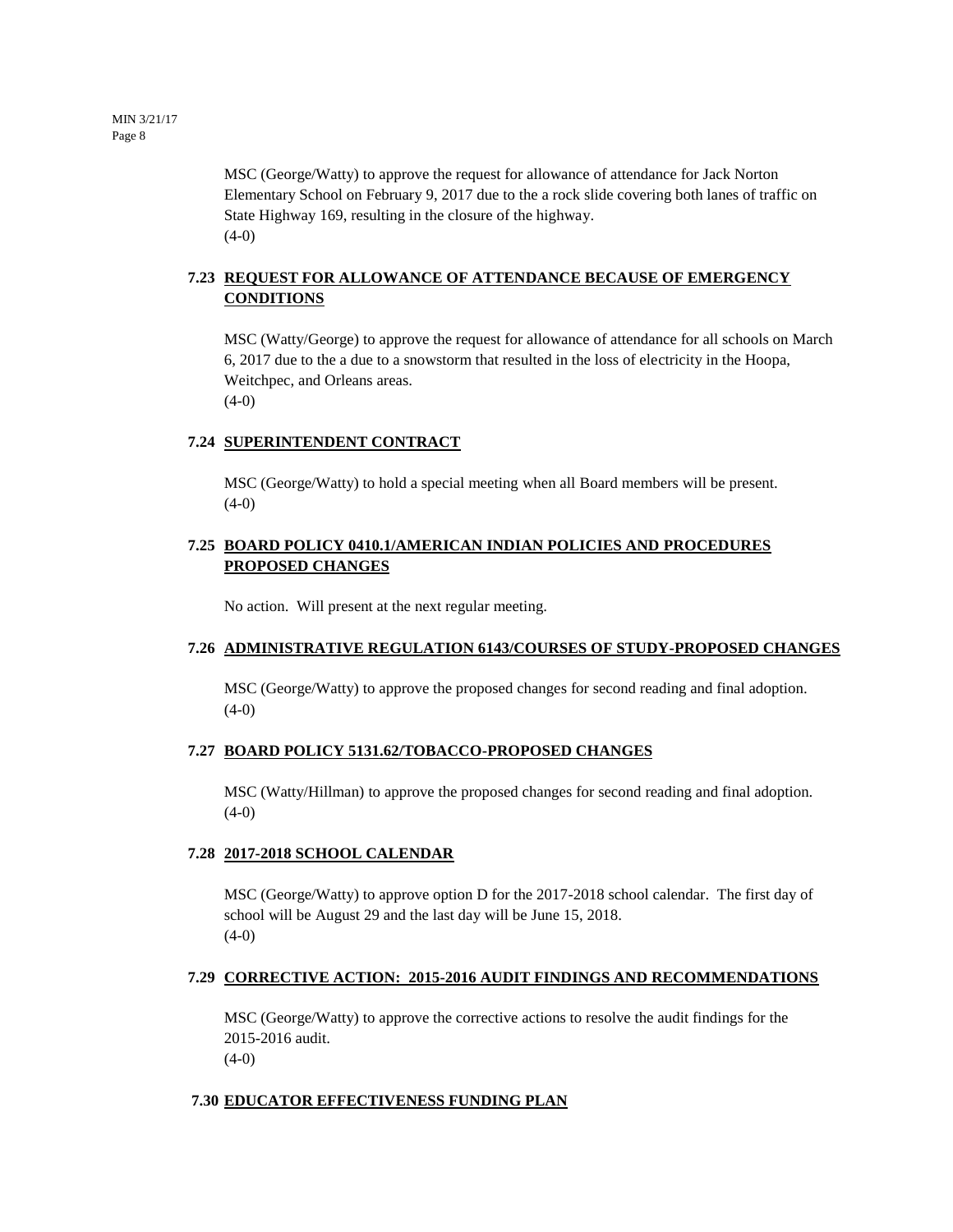MSC (George/Watty) to approve the request for allowance of attendance for Jack Norton Elementary School on February 9, 2017 due to the a rock slide covering both lanes of traffic on State Highway 169, resulting in the closure of the highway.
(4-0)

### 7.23 REQUEST FOR ALLOWANCE OF ATTENDANCE BECAUSE OF EMERGENCY CONDITIONS

MSC (Watty/George) to approve the request for allowance of attendance for all schools on March 6, 2017 due to the a due to a snowstorm that resulted in the loss of electricity in the Hoopa, Weitchpec, and Orleans areas.
(4-0)

### 7.24 SUPERINTENDENT CONTRACT

MSC (George/Watty) to hold a special meeting when all Board members will be present.
(4-0)

### 7.25 BOARD POLICY 0410.1/AMERICAN INDIAN POLICIES AND PROCEDURES PROPOSED CHANGES

No action. Will present at the next regular meeting.

### 7.26 ADMINISTRATIVE REGULATION 6143/COURSES OF STUDY-PROPOSED CHANGES

MSC (George/Watty) to approve the proposed changes for second reading and final adoption.
(4-0)

### 7.27 BOARD POLICY 5131.62/TOBACCO-PROPOSED CHANGES

MSC (Watty/Hillman) to approve the proposed changes for second reading and final adoption.
(4-0)

### 7.28 2017-2018 SCHOOL CALENDAR

MSC (George/Watty) to approve option D for the 2017-2018 school calendar. The first day of school will be August 29 and the last day will be June 15, 2018.
(4-0)

### 7.29 CORRECTIVE ACTION: 2015-2016 AUDIT FINDINGS AND RECOMMENDATIONS

MSC (George/Watty) to approve the corrective actions to resolve the audit findings for the 2015-2016 audit.
(4-0)

### 7.30 EDUCATOR EFFECTIVENESS FUNDING PLAN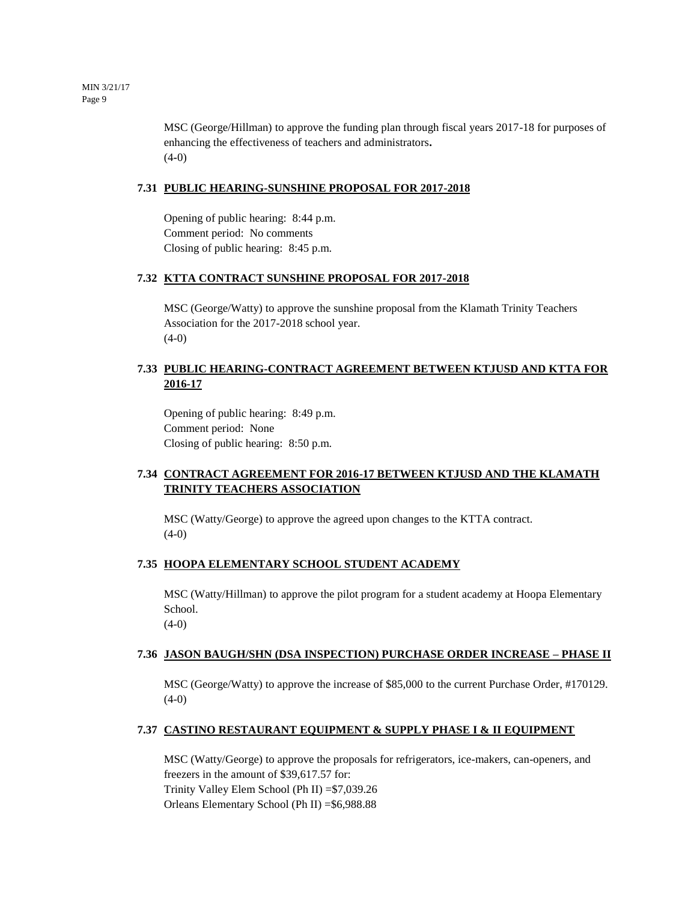MSC (George/Hillman) to approve the funding plan through fiscal years 2017-18 for purposes of enhancing the effectiveness of teachers and administrators**.**
(4-0)

### 7.31 PUBLIC HEARING-SUNSHINE PROPOSAL FOR 2017-2018

Opening of public hearing: 8:44 p.m.
Comment period: No comments
Closing of public hearing: 8:45 p.m.

### 7.32 KTTA CONTRACT SUNSHINE PROPOSAL FOR 2017-2018

MSC (George/Watty) to approve the sunshine proposal from the Klamath Trinity Teachers Association for the 2017-2018 school year.
(4-0)

### 7.33 PUBLIC HEARING-CONTRACT AGREEMENT BETWEEN KTJUSD AND KTTA FOR 2016-17

Opening of public hearing: 8:49 p.m.
Comment period: None
Closing of public hearing: 8:50 p.m.

### 7.34 CONTRACT AGREEMENT FOR 2016-17 BETWEEN KTJUSD AND THE KLAMATH TRINITY TEACHERS ASSOCIATION

MSC (Watty/George) to approve the agreed upon changes to the KTTA contract.
(4-0)

### 7.35 HOOPA ELEMENTARY SCHOOL STUDENT ACADEMY

MSC (Watty/Hillman) to approve the pilot program for a student academy at Hoopa Elementary School.
(4-0)

### 7.36 JASON BAUGH/SHN (DSA INSPECTION) PURCHASE ORDER INCREASE – PHASE II

MSC (George/Watty) to approve the increase of $85,000 to the current Purchase Order, #170129.
(4-0)

### 7.37 CASTINO RESTAURANT EQUIPMENT & SUPPLY PHASE I & II EQUIPMENT

MSC (Watty/George) to approve the proposals for refrigerators, ice-makers, can-openers, and freezers in the amount of $39,617.57 for:
Trinity Valley Elem School (Ph II) =$7,039.26
Orleans Elementary School (Ph II) =$6,988.88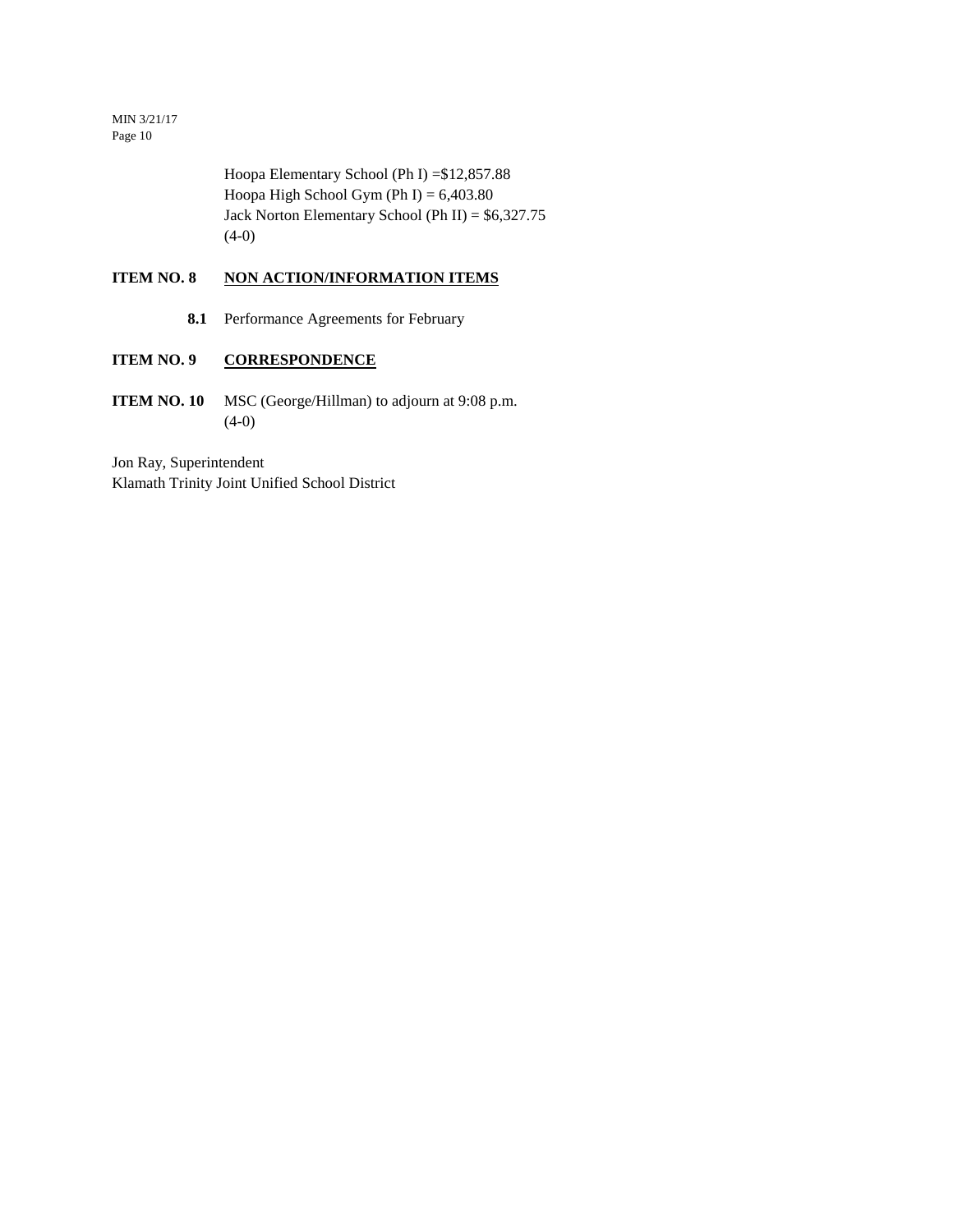Hoopa Elementary School (Ph I) =$12,857.88
Hoopa High School Gym (Ph I) = 6,403.80
Jack Norton Elementary School (Ph II) = $6,327.75
(4-0)

**ITEM NO. 8** **NON ACTION/INFORMATION ITEMS**

**8.1** Performance Agreements for February

**ITEM NO. 9** **CORRESPONDENCE**

**ITEM NO. 10** MSC (George/Hillman) to adjourn at 9:08 p.m.
(4-0)

Jon Ray, Superintendent
Klamath Trinity Joint Unified School District